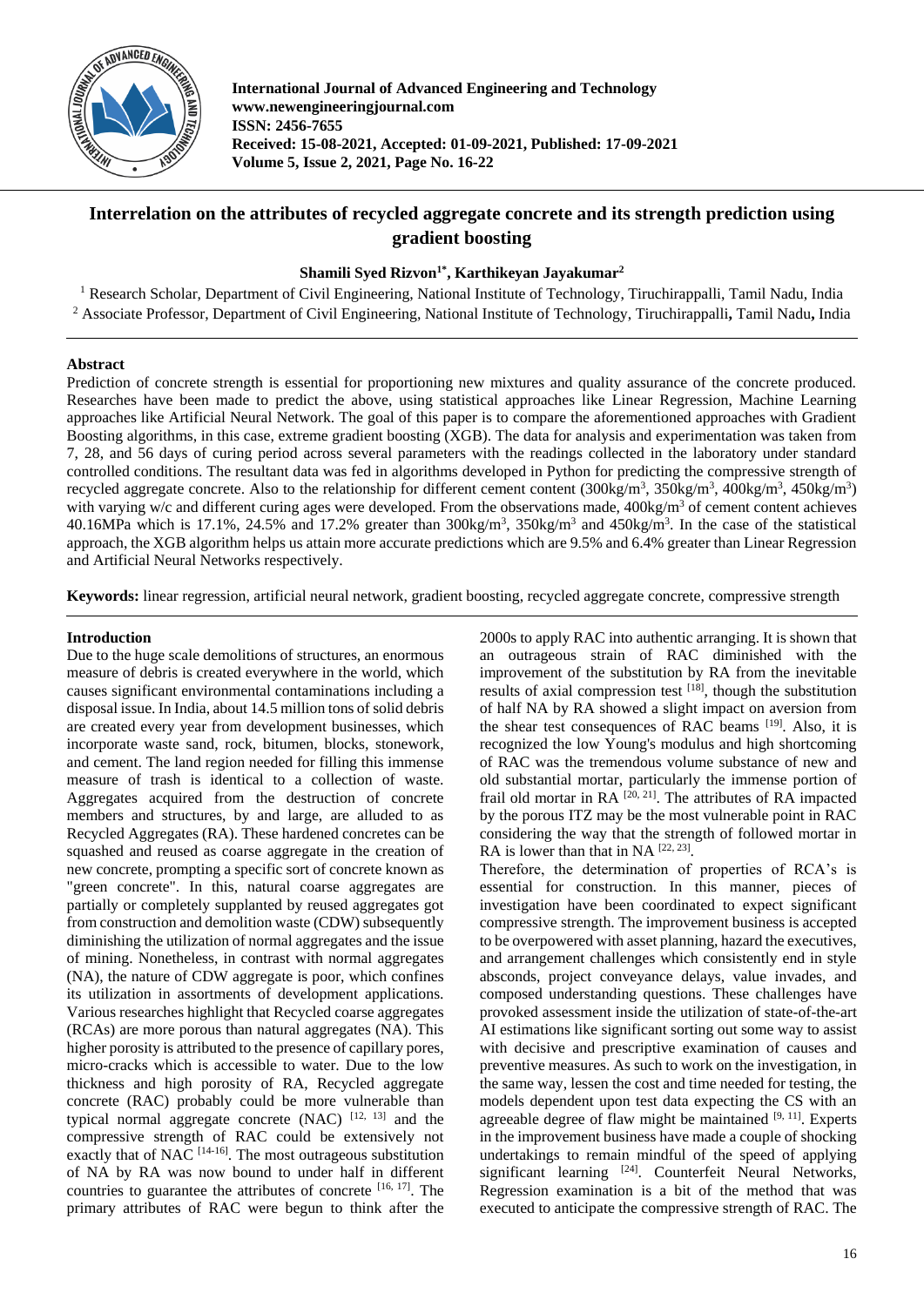International Journal of Advanced Engineering and Technology
www.newengineeringjournal.com
ISSN: 2456-7655
Received: 15-08-2021, Accepted: 01-09-2021, Published: 17-09-2021
Volume 5, Issue 2, 2021, Page No. 16-22

# Interrelation on the attributes of recycled aggregate concrete and its strength prediction using gradient boosting

**Shamili Syed Rizvon[1*], Karthikeyan Jayakumar[2]**

[1] Research Scholar, Department of Civil Engineering, National Institute of Technology, Tiruchirappalli, Tamil Nadu, India
[2] Associate Professor, Department of Civil Engineering, National Institute of Technology, Tiruchirappalli, Tamil Nadu, India

## Abstract

Prediction of concrete strength is essential for proportioning new mixtures and quality assurance of the concrete produced. Researches have been made to predict the above, using statistical approaches like Linear Regression, Machine Learning approaches like Artificial Neural Network. The goal of this paper is to compare the aforementioned approaches with Gradient Boosting algorithms, in this case, extreme gradient boosting (XGB). The data for analysis and experimentation was taken from 7, 28, and 56 days of curing period across several parameters with the readings collected in the laboratory under standard controlled conditions. The resultant data was fed in algorithms developed in Python for predicting the compressive strength of recycled aggregate concrete. Also to the relationship for different cement content (300kg/m$^3$, 350kg/m$^3$, 400kg/m$^3$, 450kg/m$^3$) with varying w/c and different curing ages were developed. From the observations made, 400kg/m$^3$ of cement content achieves 40.16MPa which is 17.1%, 24.5% and 17.2% greater than 300kg/m$^3$, 350kg/m$^3$ and 450kg/m$^3$. In the case of the statistical approach, the XGB algorithm helps us attain more accurate predictions which are 9.5% and 6.4% greater than Linear Regression and Artificial Neural Networks respectively.

**Keywords:** linear regression, artificial neural network, gradient boosting, recycled aggregate concrete, compressive strength

## Introduction

Due to the huge scale demolitions of structures, an enormous measure of debris is created everywhere in the world, which causes significant environmental contaminations including a disposal issue. In India, about 14.5 million tons of solid debris are created every year from development businesses, which incorporate waste sand, rock, bitumen, blocks, stonework, and cement. The land region needed for filling this immense measure of trash is identical to a collection of waste. Aggregates acquired from the destruction of concrete members and structures, by and large, are alluded to as Recycled Aggregates (RA). These hardened concretes can be squashed and reused as coarse aggregate in the creation of new concrete, prompting a specific sort of concrete known as "green concrete". In this, natural coarse aggregates are partially or completely supplanted by reused aggregates got from construction and demolition waste (CDW) subsequently diminishing the utilization of normal aggregates and the issue of mining. Nonetheless, in contrast with normal aggregates (NA), the nature of CDW aggregate is poor, which confines its utilization in assortments of development applications. Various researches highlight that Recycled coarse aggregates (RCAs) are more porous than natural aggregates (NA). This higher porosity is attributed to the presence of capillary pores, micro-cracks which is accessible to water. Due to the low thickness and high porosity of RA, Recycled aggregate concrete (RAC) probably could be more vulnerable than typical normal aggregate concrete (NAC) [12, 13] and the compressive strength of RAC could be extensively not exactly that of NAC [14-16]. The most outrageous substitution of NA by RA was now bound to under half in different countries to guarantee the attributes of concrete [16, 17]. The primary attributes of RAC were begun to think after the 2000s to apply RAC into authentic arranging. It is shown that an outrageous strain of RAC diminished with the improvement of the substitution by RA from the inevitable results of axial compression test [18], though the substitution of half NA by RA showed a slight impact on aversion from the shear test consequences of RAC beams [19]. Also, it is recognized the low Young's modulus and high shortcoming of RAC was the tremendous volume substance of new and old substantial mortar, particularly the immense portion of frail old mortar in RA [20, 21]. The attributes of RA impacted by the porous ITZ may be the most vulnerable point in RAC considering the way that the strength of followed mortar in RA is lower than that in NA [22, 23].

Therefore, the determination of properties of RCA's is essential for construction. In this manner, pieces of investigation have been coordinated to expect significant compressive strength. The improvement business is accepted to be overpowered with asset planning, hazard the executives, and arrangement challenges which consistently end in style absconds, project conveyance delays, value invades, and composed understanding questions. These challenges have provoked assessment inside the utilization of state-of-the-art AI estimations like significant sorting out some way to assist with decisive and prescriptive examination of causes and preventive measures. As such to work on the investigation, in the same way, lessen the cost and time needed for testing, the models dependent upon test data expecting the CS with an agreeable degree of flaw might be maintained [9, 11]. Experts in the improvement business have made a couple of shocking undertakings to remain mindful of the speed of applying significant learning [24]. Counterfeit Neural Networks, Regression examination is a bit of the method that was executed to anticipate the compressive strength of RAC. The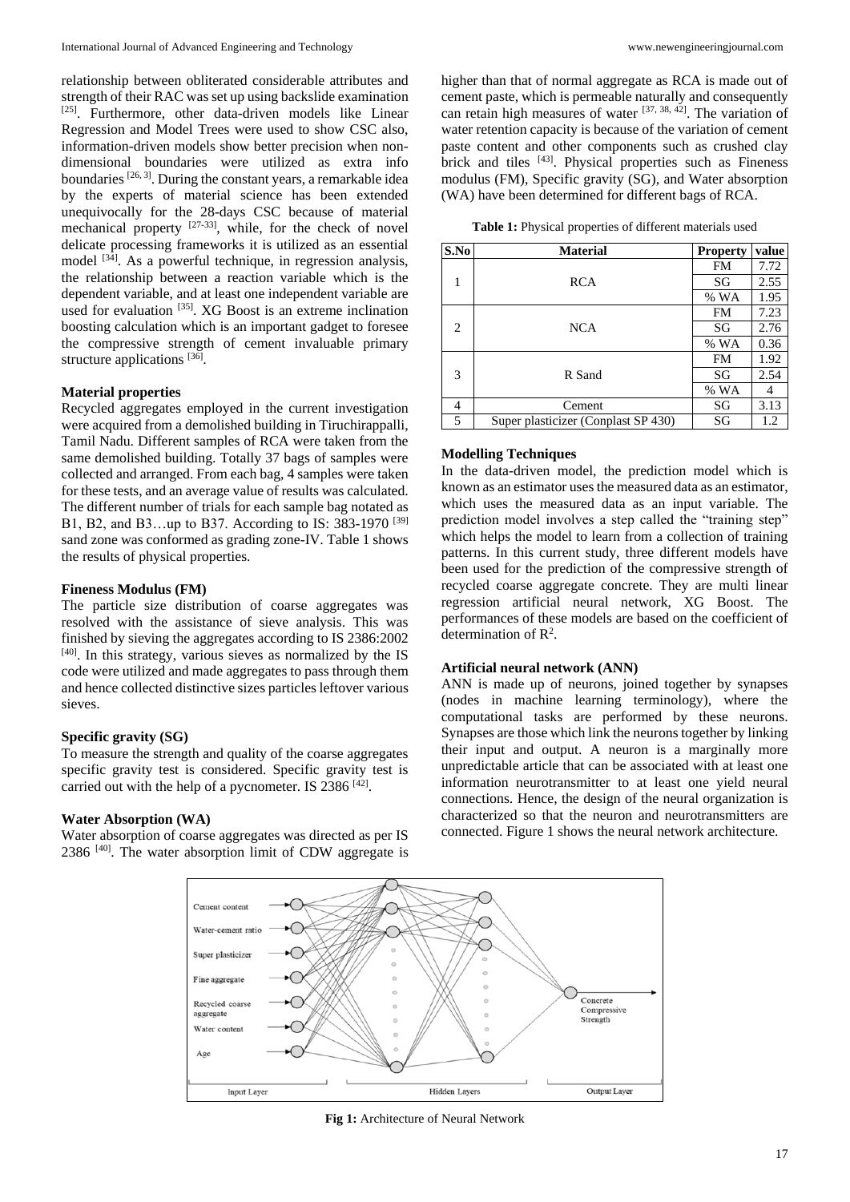relationship between obliterated considerable attributes and strength of their RAC was set up using backslide examination [25]. Furthermore, other data-driven models like Linear Regression and Model Trees were used to show CSC also, information-driven models show better precision when non-dimensional boundaries were utilized as extra info boundaries [26, 3]. During the constant years, a remarkable idea by the experts of material science has been extended unequivocally for the 28-days CSC because of material mechanical property [27-33], while, for the check of novel delicate processing frameworks it is utilized as an essential model [34]. As a powerful technique, in regression analysis, the relationship between a reaction variable which is the dependent variable, and at least one independent variable are used for evaluation [35]. XG Boost is an extreme inclination boosting calculation which is an important gadget to foresee the compressive strength of cement invaluable primary structure applications [36].

### Material properties

Recycled aggregates employed in the current investigation were acquired from a demolished building in Tiruchirappalli, Tamil Nadu. Different samples of RCA were taken from the same demolished building. Totally 37 bags of samples were collected and arranged. From each bag, 4 samples were taken for these tests, and an average value of results was calculated. The different number of trials for each sample bag notated as B1, B2, and B3…up to B37. According to IS: 383-1970 [39] sand zone was conformed as grading zone-IV. Table 1 shows the results of physical properties.

### Fineness Modulus (FM)

The particle size distribution of coarse aggregates was resolved with the assistance of sieve analysis. This was finished by sieving the aggregates according to IS 2386:2002 [40]. In this strategy, various sieves as normalized by the IS code were utilized and made aggregates to pass through them and hence collected distinctive sizes particles leftover various sieves.

### Specific gravity (SG)

To measure the strength and quality of the coarse aggregates specific gravity test is considered. Specific gravity test is carried out with the help of a pycnometer. IS 2386 [42].

### Water Absorption (WA)

Water absorption of coarse aggregates was directed as per IS 2386 [40]. The water absorption limit of CDW aggregate is higher than that of normal aggregate as RCA is made out of cement paste, which is permeable naturally and consequently can retain high measures of water [37, 38, 42]. The variation of water retention capacity is because of the variation of cement paste content and other components such as crushed clay brick and tiles [43]. Physical properties such as Fineness modulus (FM), Specific gravity (SG), and Water absorption (WA) have been determined for different bags of RCA.

**Table 1:** Physical properties of different materials used

| S.No | Material | Property | value |
|---|---|---|---|
| 1 | RCA | FM | 7.72 |
| | | SG | 2.55 |
| | | % WA | 1.95 |
| 2 | NCA | FM | 7.23 |
| | | SG | 2.76 |
| | | % WA | 0.36 |
| 3 | R Sand | FM | 1.92 |
| | | SG | 2.54 |
| | | % WA | 4 |
| 4 | Cement | SG | 3.13 |
| 5 | Super plasticizer (Conplast SP 430) | SG | 1.2 |

### Modelling Techniques

In the data-driven model, the prediction model which is known as an estimator uses the measured data as an estimator, which uses the measured data as an input variable. The prediction model involves a step called the "training step" which helps the model to learn from a collection of training patterns. In this current study, three different models have been used for the prediction of the compressive strength of recycled coarse aggregate concrete. They are multi linear regression artificial neural network, XG Boost. The performances of these models are based on the coefficient of determination of $R^2$.

### Artificial neural network (ANN)

ANN is made up of neurons, joined together by synapses (nodes in machine learning terminology), where the computational tasks are performed by these neurons. Synapses are those which link the neurons together by linking their input and output. A neuron is a marginally more unpredictable article that can be associated with at least one information neurotransmitter to at least one yield neural connections. Hence, the design of the neural organization is characterized so that the neuron and neurotransmitters are connected. Figure 1 shows the neural network architecture.

**Fig 1:** Architecture of Neural Network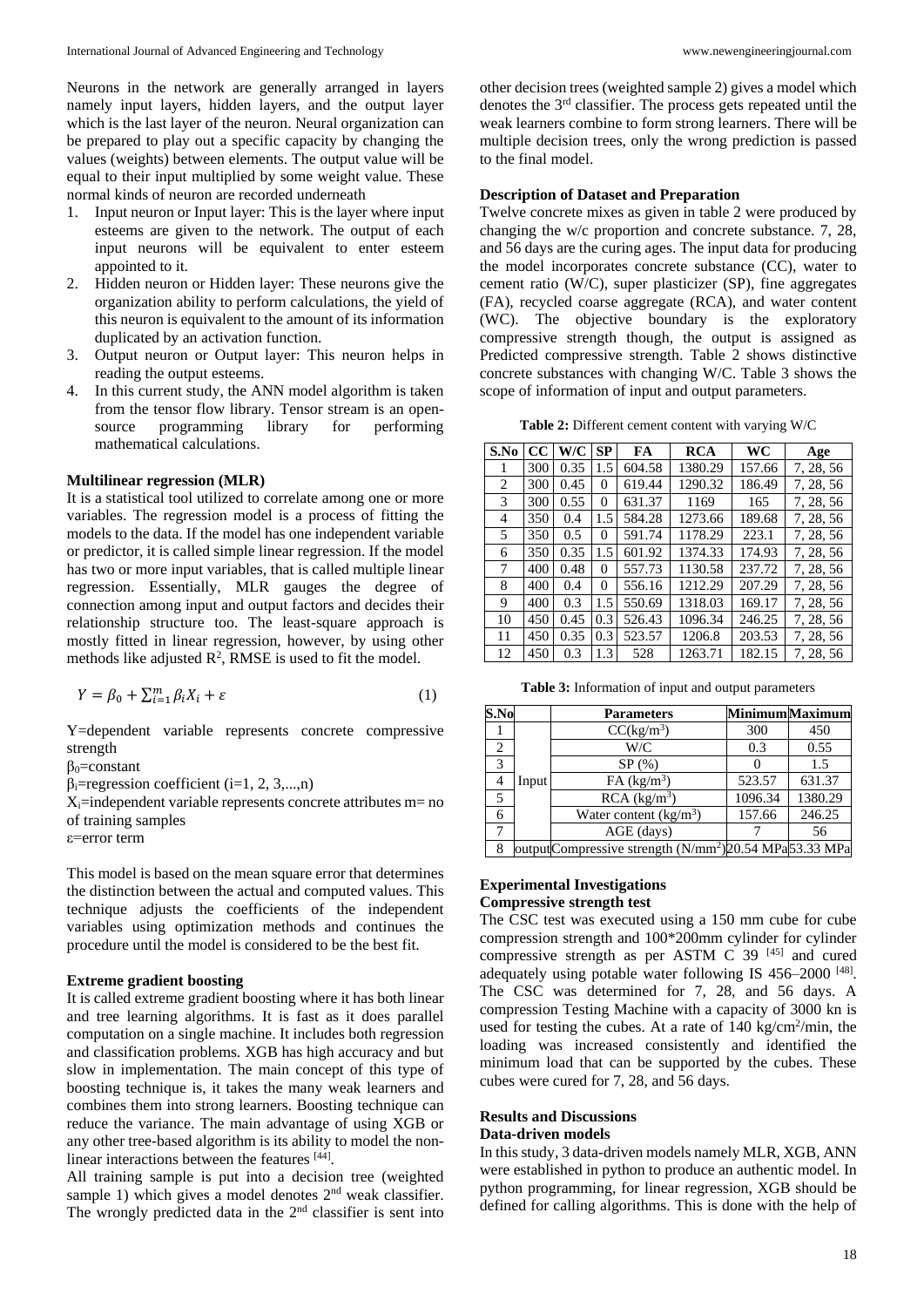Neurons in the network are generally arranged in layers namely input layers, hidden layers, and the output layer which is the last layer of the neuron. Neural organization can be prepared to play out a specific capacity by changing the values (weights) between elements. The output value will be equal to their input multiplied by some weight value. These normal kinds of neuron are recorded underneath

1. Input neuron or Input layer: This is the layer where input esteems are given to the network. The output of each input neurons will be equivalent to enter esteem appointed to it.
2. Hidden neuron or Hidden layer: These neurons give the organization ability to perform calculations, the yield of this neuron is equivalent to the amount of its information duplicated by an activation function.
3. Output neuron or Output layer: This neuron helps in reading the output esteems.
4. In this current study, the ANN model algorithm is taken from the tensor flow library. Tensor stream is an open-source programming library for performing mathematical calculations.

**Multilinear regression (MLR)**

It is a statistical tool utilized to correlate among one or more variables. The regression model is a process of fitting the models to the data. If the model has one independent variable or predictor, it is called simple linear regression. If the model has two or more input variables, that is called multiple linear regression. Essentially, MLR gauges the degree of connection among input and output factors and decides their relationship structure too. The least-square approach is mostly fitted in linear regression, however, by using other methods like adjusted $R^2$, RMSE is used to fit the model.

$$Y = \beta_0 + \sum_{i=1}^{m} \beta_i X_i + \varepsilon \qquad (1)$$

Y=dependent variable represents concrete compressive strength

$\beta_0$=constant

$\beta_i$=regression coefficient (i=1, 2, 3,...,n)

$X_i$=independent variable represents concrete attributes m= no of training samples

$\varepsilon$=error term

This model is based on the mean square error that determines the distinction between the actual and computed values. This technique adjusts the coefficients of the independent variables using optimization methods and continues the procedure until the model is considered to be the best fit.

**Extreme gradient boosting**

It is called extreme gradient boosting where it has both linear and tree learning algorithms. It is fast as it does parallel computation on a single machine. It includes both regression and classification problems. XGB has high accuracy and but slow in implementation. The main concept of this type of boosting technique is, it takes the many weak learners and combines them into strong learners. Boosting technique can reduce the variance. The main advantage of using XGB or any other tree-based algorithm is its ability to model the non-linear interactions between the features [44].

All training sample is put into a decision tree (weighted sample 1) which gives a model denotes 2nd weak classifier. The wrongly predicted data in the 2nd classifier is sent into other decision trees (weighted sample 2) gives a model which denotes the 3rd classifier. The process gets repeated until the weak learners combine to form strong learners. There will be multiple decision trees, only the wrong prediction is passed to the final model.

**Description of Dataset and Preparation**

Twelve concrete mixes as given in table 2 were produced by changing the w/c proportion and concrete substance. 7, 28, and 56 days are the curing ages. The input data for producing the model incorporates concrete substance (CC), water to cement ratio (W/C), super plasticizer (SP), fine aggregates (FA), recycled coarse aggregate (RCA), and water content (WC). The objective boundary is the exploratory compressive strength though, the output is assigned as Predicted compressive strength. Table 2 shows distinctive concrete substances with changing W/C. Table 3 shows the scope of information of input and output parameters.

**Table 2:** Different cement content with varying W/C

| S.No | CC | W/C | SP | FA | RCA | WC | Age |
|---|---|---|---|---|---|---|---|
| 1 | 300 | 0.35 | 1.5 | 604.58 | 1380.29 | 157.66 | 7, 28, 56 |
| 2 | 300 | 0.45 | 0 | 619.44 | 1290.32 | 186.49 | 7, 28, 56 |
| 3 | 300 | 0.55 | 0 | 631.37 | 1169 | 165 | 7, 28, 56 |
| 4 | 350 | 0.4 | 1.5 | 584.28 | 1273.66 | 189.68 | 7, 28, 56 |
| 5 | 350 | 0.5 | 0 | 591.74 | 1178.29 | 223.1 | 7, 28, 56 |
| 6 | 350 | 0.35 | 1.5 | 601.92 | 1374.33 | 174.93 | 7, 28, 56 |
| 7 | 400 | 0.48 | 0 | 557.73 | 1130.58 | 237.72 | 7, 28, 56 |
| 8 | 400 | 0.4 | 0 | 556.16 | 1212.29 | 207.29 | 7, 28, 56 |
| 9 | 400 | 0.3 | 1.5 | 550.69 | 1318.03 | 169.17 | 7, 28, 56 |
| 10 | 450 | 0.45 | 0.3 | 526.43 | 1096.34 | 246.25 | 7, 28, 56 |
| 11 | 450 | 0.35 | 0.3 | 523.57 | 1206.8 | 203.53 | 7, 28, 56 |
| 12 | 450 | 0.3 | 1.3 | 528 | 1263.71 | 182.15 | 7, 28, 56 |

**Table 3:** Information of input and output parameters

| S.No | | Parameters | Minimum | Maximum |
|---|---|---|---|---|
| 1 | Input | CC(kg/m$^3$) | 300 | 450 |
| 2 | | W/C | 0.3 | 0.55 |
| 3 | | SP (%) | 0 | 1.5 |
| 4 | | FA (kg/m$^3$) | 523.57 | 631.37 |
| 5 | | RCA (kg/m$^3$) | 1096.34 | 1380.29 |
| 6 | | Water content (kg/m$^3$) | 157.66 | 246.25 |
| 7 | | AGE (days) | 7 | 56 |
| 8 | output | Compressive strength (N/mm$^2$) | 20.54 MPa | 53.33 MPa |

**Experimental Investigations**

**Compressive strength test**

The CSC test was executed using a 150 mm cube for cube compression strength and 100*200mm cylinder for cylinder compressive strength as per ASTM C 39 [45] and cured adequately using potable water following IS 456–2000 [48]. The CSC was determined for 7, 28, and 56 days. A compression Testing Machine with a capacity of 3000 kn is used for testing the cubes. At a rate of 140 kg/cm$^2$/min, the loading was increased consistently and identified the minimum load that can be supported by the cubes. These cubes were cured for 7, 28, and 56 days.

**Results and Discussions**

**Data-driven models**

In this study, 3 data-driven models namely MLR, XGB, ANN were established in python to produce an authentic model. In python programming, for linear regression, XGB should be defined for calling algorithms. This is done with the help of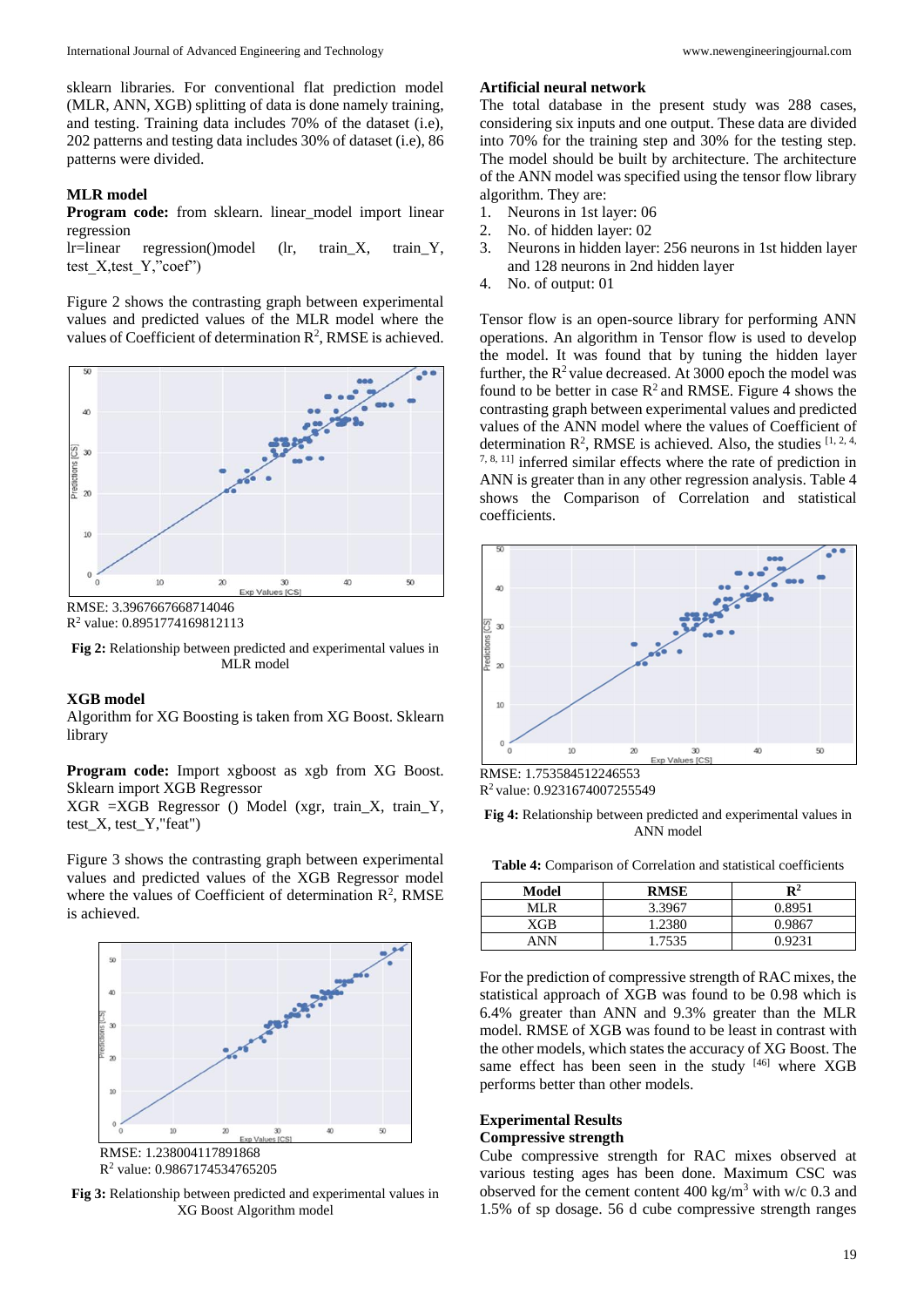sklearn libraries. For conventional flat prediction model (MLR, ANN, XGB) splitting of data is done namely training, and testing. Training data includes 70% of the dataset (i.e), 202 patterns and testing data includes 30% of dataset (i.e), 86 patterns were divided.

### MLR model

**Program code:** from sklearn. linear_model import linear regression

lr=linear regression()model (lr, train_X, train_Y, test_X,test_Y,"coef")

Figure 2 shows the contrasting graph between experimental values and predicted values of the MLR model where the values of Coefficient of determination $R^2$, RMSE is achieved.

RMSE: 3.3967667668714046

$R^2$ value: 0.8951774169812113

**Fig 2:** Relationship between predicted and experimental values in MLR model

### XGB model

Algorithm for XG Boosting is taken from XG Boost. Sklearn library

**Program code:** Import xgboost as xgb from XG Boost. Sklearn import XGB Regressor

XGR =XGB Regressor () Model (xgr, train_X, train_Y, test_X, test_Y,"feat")

Figure 3 shows the contrasting graph between experimental values and predicted values of the XGB Regressor model where the values of Coefficient of determination $R^2$, RMSE is achieved.

RMSE: 1.238004117891868

$R^2$ value: 0.9867174534765205

**Fig 3:** Relationship between predicted and experimental values in XG Boost Algorithm model

### Artificial neural network

The total database in the present study was 288 cases, considering six inputs and one output. These data are divided into 70% for the training step and 30% for the testing step. The model should be built by architecture. The architecture of the ANN model was specified using the tensor flow library algorithm. They are:

1. Neurons in 1st layer: 06
2. No. of hidden layer: 02
3. Neurons in hidden layer: 256 neurons in 1st hidden layer and 128 neurons in 2nd hidden layer
4. No. of output: 01

Tensor flow is an open-source library for performing ANN operations. An algorithm in Tensor flow is used to develop the model. It was found that by tuning the hidden layer further, the $R^2$ value decreased. At 3000 epoch the model was found to be better in case $R^2$ and RMSE. Figure 4 shows the contrasting graph between experimental values and predicted values of the ANN model where the values of Coefficient of determination $R^2$, RMSE is achieved. Also, the studies [1, 2, 4, 7, 8, 11] inferred similar effects where the rate of prediction in ANN is greater than in any other regression analysis. Table 4 shows the Comparison of Correlation and statistical coefficients.

RMSE: 1.753584512246553

$R^2$ value: 0.9231674007255549

**Fig 4:** Relationship between predicted and experimental values in ANN model

**Table 4:** Comparison of Correlation and statistical coefficients

| Model | RMSE | $R^2$ |
|---|---|---|
| MLR | 3.3967 | 0.8951 |
| XGB | 1.2380 | 0.9867 |
| ANN | 1.7535 | 0.9231 |

For the prediction of compressive strength of RAC mixes, the statistical approach of XGB was found to be 0.98 which is 6.4% greater than ANN and 9.3% greater than the MLR model. RMSE of XGB was found to be least in contrast with the other models, which states the accuracy of XG Boost. The same effect has been seen in the study [46] where XGB performs better than other models.

## Experimental Results

### Compressive strength

Cube compressive strength for RAC mixes observed at various testing ages has been done. Maximum CSC was observed for the cement content 400 kg/m$^3$ with w/c 0.3 and 1.5% of sp dosage. 56 d cube compressive strength ranges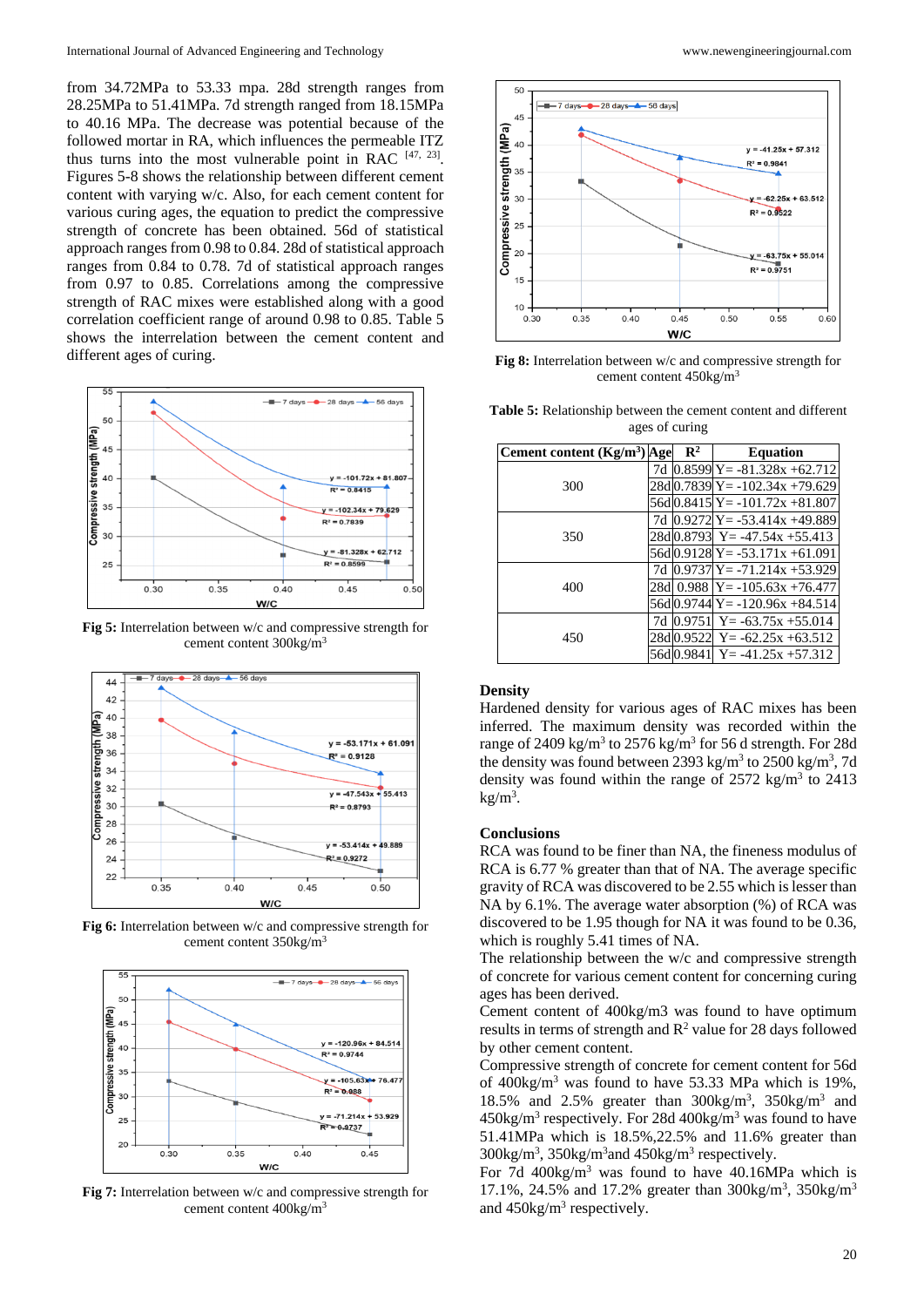from 34.72MPa to 53.33 mpa. 28d strength ranges from 28.25MPa to 51.41MPa. 7d strength ranged from 18.15MPa to 40.16 MPa. The decrease was potential because of the followed mortar in RA, which influences the permeable ITZ thus turns into the most vulnerable point in RAC [47, 23]. Figures 5-8 shows the relationship between different cement content with varying w/c. Also, for each cement content for various curing ages, the equation to predict the compressive strength of concrete has been obtained. 56d of statistical approach ranges from 0.98 to 0.84. 28d of statistical approach ranges from 0.84 to 0.78. 7d of statistical approach ranges from 0.97 to 0.85. Correlations among the compressive strength of RAC mixes were established along with a good correlation coefficient range of around 0.98 to 0.85. Table 5 shows the interrelation between the cement content and different ages of curing.

**Fig 5:** Interrelation between w/c and compressive strength for cement content 300kg/m$^3$

**Fig 6:** Interrelation between w/c and compressive strength for cement content 350kg/m$^3$

**Fig 7:** Interrelation between w/c and compressive strength for cement content 400kg/m$^3$

**Fig 8:** Interrelation between w/c and compressive strength for cement content 450kg/m$^3$

**Table 5:** Relationship between the cement content and different ages of curing

| Cement content (Kg/m$^3$) | Age | $R^2$ | Equation |
|---|---|---|---|
| 300 | 7d | 0.8599 | Y= -81.328x +62.712 |
| | 28d | 0.7839 | Y= -102.34x +79.629 |
| | 56d | 0.8415 | Y= -101.72x +81.807 |
| 350 | 7d | 0.9272 | Y= -53.414x +49.889 |
| | 28d | 0.8793 | Y= -47.54x +55.413 |
| | 56d | 0.9128 | Y= -53.171x +61.091 |
| 400 | 7d | 0.9737 | Y= -71.214x +53.929 |
| | 28d | 0.988 | Y= -105.63x +76.477 |
| | 56d | 0.9744 | Y= -120.96x +84.514 |
| 450 | 7d | 0.9751 | Y= -63.75x +55.014 |
| | 28d | 0.9522 | Y= -62.25x +63.512 |
| | 56d | 0.9841 | Y= -41.25x +57.312 |

## Density

Hardened density for various ages of RAC mixes has been inferred. The maximum density was recorded within the range of 2409 kg/m$^3$ to 2576 kg/m$^3$ for 56 d strength. For 28d the density was found between 2393 kg/m$^3$ to 2500 kg/m$^3$, 7d density was found within the range of 2572 kg/m$^3$ to 2413 kg/m$^3$.

## Conclusions

RCA was found to be finer than NA, the fineness modulus of RCA is 6.77 % greater than that of NA. The average specific gravity of RCA was discovered to be 2.55 which is lesser than NA by 6.1%. The average water absorption (%) of RCA was discovered to be 1.95 though for NA it was found to be 0.36, which is roughly 5.41 times of NA.

The relationship between the w/c and compressive strength of concrete for various cement content for concerning curing ages has been derived.

Cement content of 400kg/m3 was found to have optimum results in terms of strength and $R^2$ value for 28 days followed by other cement content.

Compressive strength of concrete for cement content for 56d of 400kg/m$^3$ was found to have 53.33 MPa which is 19%, 18.5% and 2.5% greater than 300kg/m$^3$, 350kg/m$^3$ and 450kg/m$^3$ respectively. For 28d 400kg/m$^3$ was found to have 51.41MPa which is 18.5%,22.5% and 11.6% greater than 300kg/m$^3$, 350kg/m$^3$and 450kg/m$^3$ respectively.

For 7d 400kg/m$^3$ was found to have 40.16MPa which is 17.1%, 24.5% and 17.2% greater than 300kg/m$^3$, 350kg/m$^3$ and 450kg/m$^3$ respectively.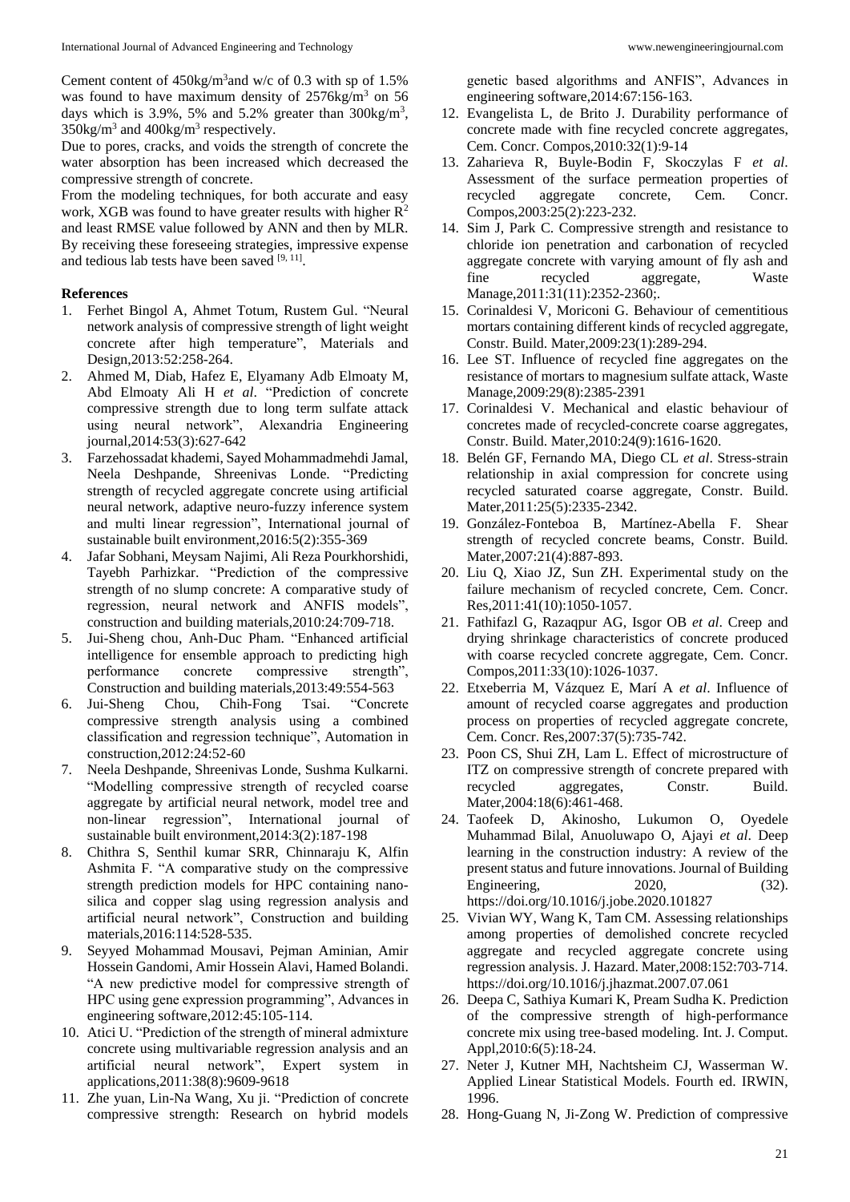Cement content of 450kg/$m^3$and w/c of 0.3 with sp of 1.5% was found to have maximum density of 2576kg/$m^3$ on 56 days which is 3.9%, 5% and 5.2% greater than 300kg/$m^3$, 350kg/$m^3$ and 400kg/$m^3$ respectively.

Due to pores, cracks, and voids the strength of concrete the water absorption has been increased which decreased the compressive strength of concrete.

From the modeling techniques, for both accurate and easy work, XGB was found to have greater results with higher $R^2$ and least RMSE value followed by ANN and then by MLR. By receiving these foreseeing strategies, impressive expense and tedious lab tests have been saved [9, 11].

## References

1. Ferhet Bingol A, Ahmet Totum, Rustem Gul. "Neural network analysis of compressive strength of light weight concrete after high temperature", Materials and Design,2013:52:258-264.
2. Ahmed M, Diab, Hafez E, Elyamany Adb Elmoaty M, Abd Elmoaty Ali H *et al*. "Prediction of concrete compressive strength due to long term sulfate attack using neural network", Alexandria Engineering journal,2014:53(3):627-642
3. Farzehossadat khademi, Sayed Mohammadmehdi Jamal, Neela Deshpande, Shreenivas Londe. "Predicting strength of recycled aggregate concrete using artificial neural network, adaptive neuro-fuzzy inference system and multi linear regression", International journal of sustainable built environment,2016:5(2):355-369
4. Jafar Sobhani, Meysam Najimi, Ali Reza Pourkhorshidi, Tayebh Parhizkar. "Prediction of the compressive strength of no slump concrete: A comparative study of regression, neural network and ANFIS models", construction and building materials,2010:24:709-718.
5. Jui-Sheng chou, Anh-Duc Pham. "Enhanced artificial intelligence for ensemble approach to predicting high performance concrete compressive strength", Construction and building materials,2013:49:554-563
6. Jui-Sheng Chou, Chih-Fong Tsai. "Concrete compressive strength analysis using a combined classification and regression technique", Automation in construction,2012:24:52-60
7. Neela Deshpande, Shreenivas Londe, Sushma Kulkarni. "Modelling compressive strength of recycled coarse aggregate by artificial neural network, model tree and non-linear regression", International journal of sustainable built environment,2014:3(2):187-198
8. Chithra S, Senthil kumar SRR, Chinnaraju K, Alfin Ashmita F. "A comparative study on the compressive strength prediction models for HPC containing nano-silica and copper slag using regression analysis and artificial neural network", Construction and building materials,2016:114:528-535.
9. Seyyed Mohammad Mousavi, Pejman Aminian, Amir Hossein Gandomi, Amir Hossein Alavi, Hamed Bolandi. "A new predictive model for compressive strength of HPC using gene expression programming", Advances in engineering software,2012:45:105-114.
10. Atici U. "Prediction of the strength of mineral admixture concrete using multivariable regression analysis and an artificial neural network", Expert system in applications,2011:38(8):9609-9618
11. Zhe yuan, Lin-Na Wang, Xu ji. "Prediction of concrete compressive strength: Research on hybrid models genetic based algorithms and ANFIS", Advances in engineering software,2014:67:156-163.
12. Evangelista L, de Brito J. Durability performance of concrete made with fine recycled concrete aggregates, Cem. Concr. Compos,2010:32(1):9-14
13. Zaharieva R, Buyle-Bodin F, Skoczylas F *et al*. Assessment of the surface permeation properties of recycled aggregate concrete, Cem. Concr. Compos,2003:25(2):223-232.
14. Sim J, Park C. Compressive strength and resistance to chloride ion penetration and carbonation of recycled aggregate concrete with varying amount of fly ash and fine recycled aggregate, Waste Manage,2011:31(11):2352-2360;.
15. Corinaldesi V, Moriconi G. Behaviour of cementitious mortars containing different kinds of recycled aggregate, Constr. Build. Mater,2009:23(1):289-294.
16. Lee ST. Influence of recycled fine aggregates on the resistance of mortars to magnesium sulfate attack, Waste Manage,2009:29(8):2385-2391
17. Corinaldesi V. Mechanical and elastic behaviour of concretes made of recycled-concrete coarse aggregates, Constr. Build. Mater,2010:24(9):1616-1620.
18. Belén GF, Fernando MA, Diego CL *et al*. Stress-strain relationship in axial compression for concrete using recycled saturated coarse aggregate, Constr. Build. Mater,2011:25(5):2335-2342.
19. González-Fonteboa B, Martínez-Abella F. Shear strength of recycled concrete beams, Constr. Build. Mater,2007:21(4):887-893.
20. Liu Q, Xiao JZ, Sun ZH. Experimental study on the failure mechanism of recycled concrete, Cem. Concr. Res,2011:41(10):1050-1057.
21. Fathifazl G, Razaqpur AG, Isgor OB *et al*. Creep and drying shrinkage characteristics of concrete produced with coarse recycled concrete aggregate, Cem. Concr. Compos,2011:33(10):1026-1037.
22. Etxeberria M, Vázquez E, Marí A *et al*. Influence of amount of recycled coarse aggregates and production process on properties of recycled aggregate concrete, Cem. Concr. Res,2007:37(5):735-742.
23. Poon CS, Shui ZH, Lam L. Effect of microstructure of ITZ on compressive strength of concrete prepared with recycled aggregates, Constr. Build. Mater,2004:18(6):461-468.
24. Taofeek D, Akinosho, Lukumon O, Oyedele Muhammad Bilal, Anuoluwapo O, Ajayi *et al*. Deep learning in the construction industry: A review of the present status and future innovations. Journal of Building Engineering, 2020, (32). https://doi.org/10.1016/j.jobe.2020.101827
25. Vivian WY, Wang K, Tam CM. Assessing relationships among properties of demolished concrete recycled aggregate and recycled aggregate concrete using regression analysis. J. Hazard. Mater,2008:152:703-714. https://doi.org/10.1016/j.jhazmat.2007.07.061
26. Deepa C, Sathiya Kumari K, Pream Sudha K. Prediction of the compressive strength of high-performance concrete mix using tree-based modeling. Int. J. Comput. Appl,2010:6(5):18-24.
27. Neter J, Kutner MH, Nachtsheim CJ, Wasserman W. Applied Linear Statistical Models. Fourth ed. IRWIN, 1996.
28. Hong-Guang N, Ji-Zong W. Prediction of compressive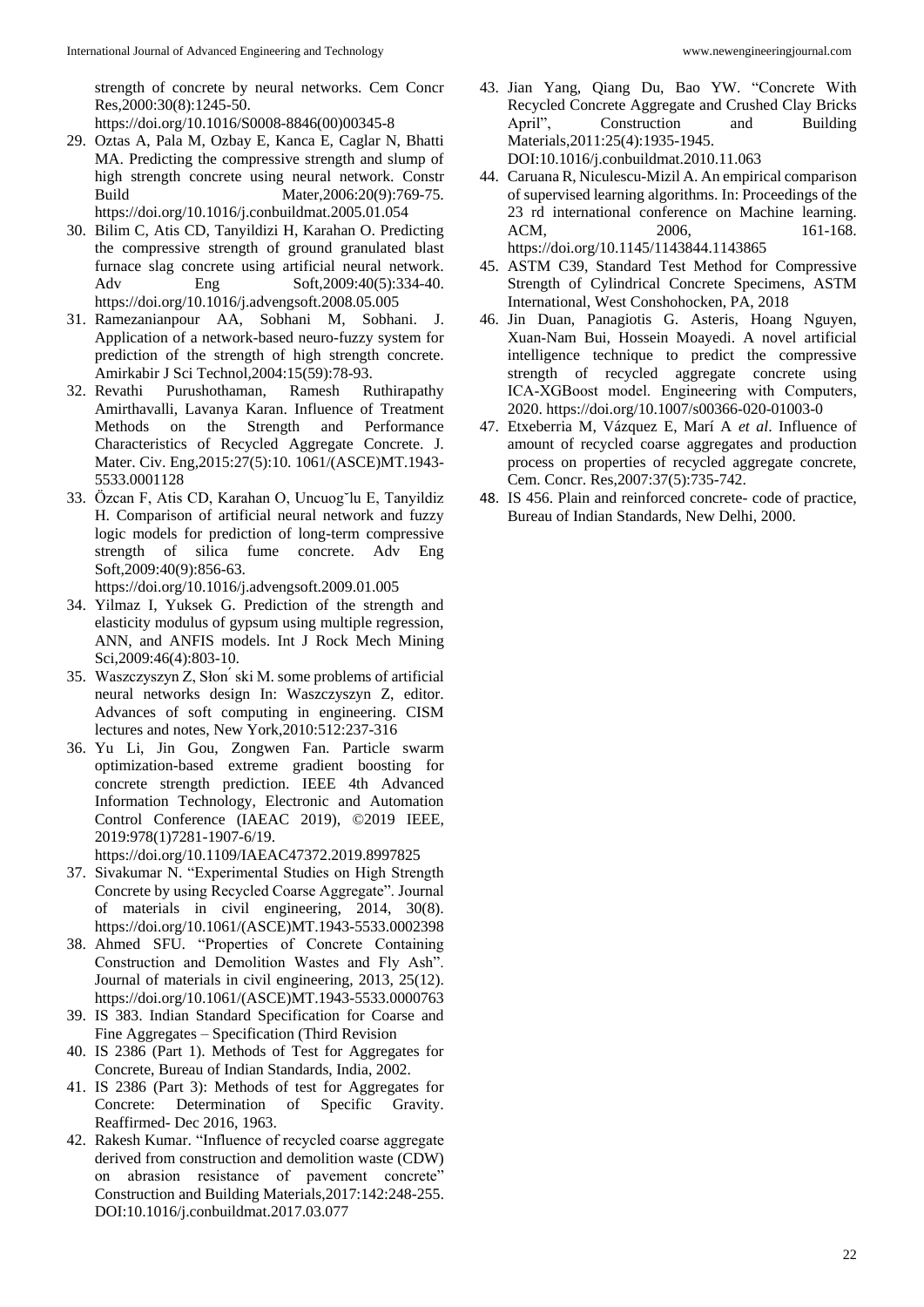strength of concrete by neural networks. Cem Concr Res,2000:30(8):1245-50. https://doi.org/10.1016/S0008-8846(00)00345-8

29. Oztas A, Pala M, Ozbay E, Kanca E, Caglar N, Bhatti MA. Predicting the compressive strength and slump of high strength concrete using neural network. Constr Build Mater,2006:20(9):769-75. https://doi.org/10.1016/j.conbuildmat.2005.01.054
30. Bilim C, Atis CD, Tanyildizi H, Karahan O. Predicting the compressive strength of ground granulated blast furnace slag concrete using artificial neural network. Adv Eng Soft,2009:40(5):334-40. https://doi.org/10.1016/j.advengsoft.2008.05.005
31. Ramezanianpour AA, Sobhani M, Sobhani. J. Application of a network-based neuro-fuzzy system for prediction of the strength of high strength concrete. Amirkabir J Sci Technol,2004:15(59):78-93.
32. Revathi Purushothaman, Ramesh Ruthirapathy Amirthavalli, Lavanya Karan. Influence of Treatment Methods on the Strength and Performance Characteristics of Recycled Aggregate Concrete. J. Mater. Civ. Eng,2015:27(5):10. 1061/(ASCE)MT.1943-5533.0001128
33. Özcan F, Atis CD, Karahan O, Uncuog˘lu E, Tanyildiz H. Comparison of artificial neural network and fuzzy logic models for prediction of long-term compressive strength of silica fume concrete. Adv Eng Soft,2009:40(9):856-63. https://doi.org/10.1016/j.advengsoft.2009.01.005
34. Yilmaz I, Yuksek G. Prediction of the strength and elasticity modulus of gypsum using multiple regression, ANN, and ANFIS models. Int J Rock Mech Mining Sci,2009:46(4):803-10.
35. Waszczyszyn Z, Słon´ski M. some problems of artificial neural networks design In: Waszczyszyn Z, editor. Advances of soft computing in engineering. CISM lectures and notes, New York,2010:512:237-316
36. Yu Li, Jin Gou, Zongwen Fan. Particle swarm optimization-based extreme gradient boosting for concrete strength prediction. IEEE 4th Advanced Information Technology, Electronic and Automation Control Conference (IAEAC 2019), ©2019 IEEE, 2019:978(1)7281-1907-6/19. https://doi.org/10.1109/IAEAC47372.2019.8997825
37. Sivakumar N. "Experimental Studies on High Strength Concrete by using Recycled Coarse Aggregate". Journal of materials in civil engineering, 2014, 30(8). https://doi.org/10.1061/(ASCE)MT.1943-5533.0002398
38. Ahmed SFU. "Properties of Concrete Containing Construction and Demolition Wastes and Fly Ash". Journal of materials in civil engineering, 2013, 25(12). https://doi.org/10.1061/(ASCE)MT.1943-5533.0000763
39. IS 383. Indian Standard Specification for Coarse and Fine Aggregates – Specification (Third Revision
40. IS 2386 (Part 1). Methods of Test for Aggregates for Concrete, Bureau of Indian Standards, India, 2002.
41. IS 2386 (Part 3): Methods of test for Aggregates for Concrete: Determination of Specific Gravity. Reaffirmed- Dec 2016, 1963.
42. Rakesh Kumar. "Influence of recycled coarse aggregate derived from construction and demolition waste (CDW) on abrasion resistance of pavement concrete" Construction and Building Materials,2017:142:248-255. DOI:10.1016/j.conbuildmat.2017.03.077
43. Jian Yang, Qiang Du, Bao YW. "Concrete With Recycled Concrete Aggregate and Crushed Clay Bricks April", Construction and Building Materials,2011:25(4):1935-1945. DOI:10.1016/j.conbuildmat.2010.11.063
44. Caruana R, Niculescu-Mizil A. An empirical comparison of supervised learning algorithms. In: Proceedings of the 23 rd international conference on Machine learning. ACM, 2006, 161-168. https://doi.org/10.1145/1143844.1143865
45. ASTM C39, Standard Test Method for Compressive Strength of Cylindrical Concrete Specimens, ASTM International, West Conshohocken, PA, 2018
46. Jin Duan, Panagiotis G. Asteris, Hoang Nguyen, Xuan-Nam Bui, Hossein Moayedi. A novel artificial intelligence technique to predict the compressive strength of recycled aggregate concrete using ICA-XGBoost model. Engineering with Computers, 2020. https://doi.org/10.1007/s00366-020-01003-0
47. Etxeberria M, Vázquez E, Marí A *et al*. Influence of amount of recycled coarse aggregates and production process on properties of recycled aggregate concrete, Cem. Concr. Res,2007:37(5):735-742.
48. IS 456. Plain and reinforced concrete- code of practice, Bureau of Indian Standards, New Delhi, 2000.